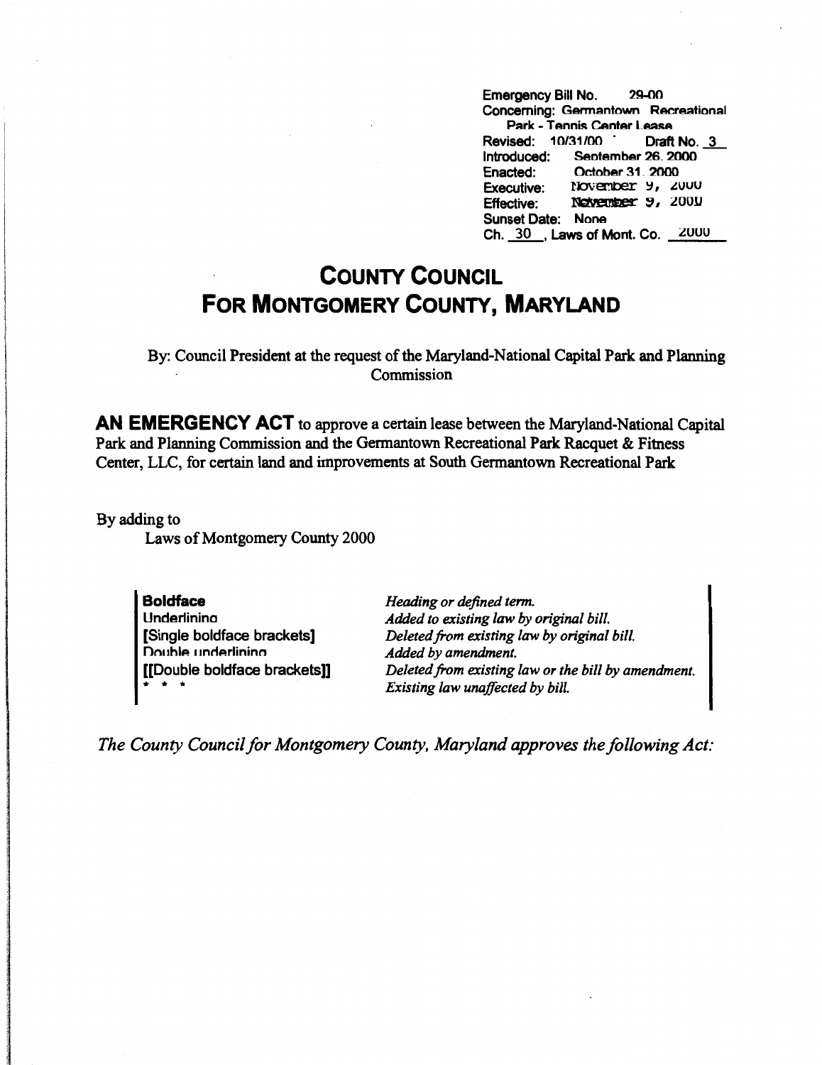Emergency Bill No. 29-00
Concerning: Germantown Recreational Park - Tennis Center Lease
Revised: 10/31/00 Draft No. 3
Introduced: September 26, 2000
Enacted: October 31, 2000
Executive: November 9, 2000
Effective: November 9, 2000
Sunset Date: None
Ch. 30, Laws of Mont. Co. 2000

# COUNTY COUNCIL
# FOR MONTGOMERY COUNTY, MARYLAND

By: Council President at the request of the Maryland-National Capital Park and Planning Commission

**AN EMERGENCY ACT** to approve a certain lease between the Maryland-National Capital Park and Planning Commission and the Germantown Recreational Park Racquet & Fitness Center, LLC, for certain land and improvements at South Germantown Recreational Park

By adding to
Laws of Montgomery County 2000

| | |
|---|---|
| **Boldface** | *Heading or defined term.* |
| Underlining | *Added to existing law by original bill.* |
| [Single boldface brackets] | *Deleted from existing law by original bill.* |
| Double underlining | *Added by amendment.* |
| [[Double boldface brackets]] | *Deleted from existing law or the bill by amendment.* |
| * * * | *Existing law unaffected by bill.* |

*The County Council for Montgomery County, Maryland approves the following Act:*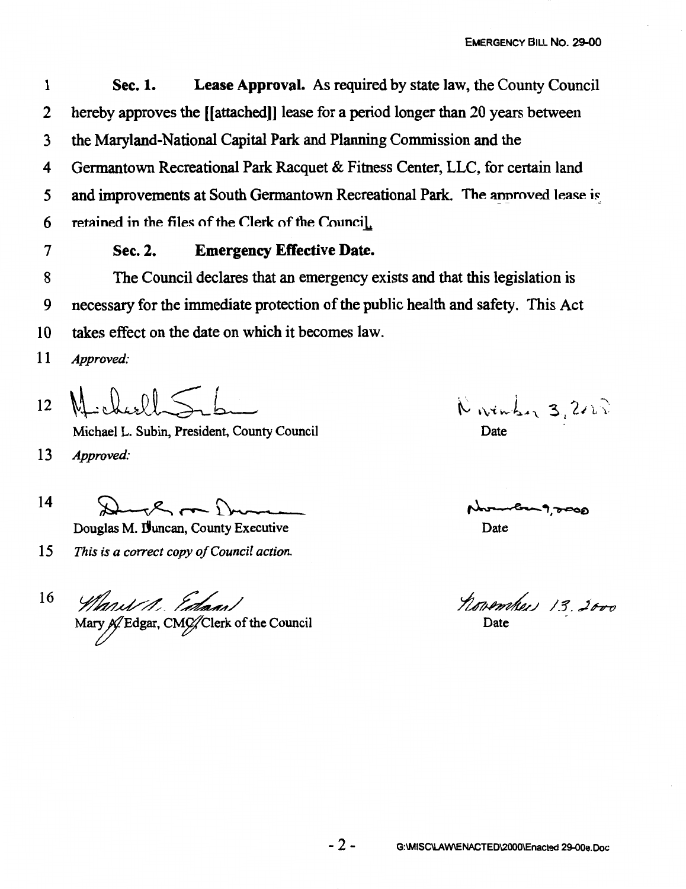**Sec. 1. Lease Approval.** As required by state law, the County Council hereby approves the [[attached]] lease for a period longer than 20 years between the Maryland-National Capital Park and Planning Commission and the Germantown Recreational Park Racquet & Fitness Center, LLC, for certain land and improvements at South Germantown Recreational Park. The approved lease is retained in the files of the Clerk of the Council.

**Sec. 2. Emergency Effective Date.**

The Council declares that an emergency exists and that this legislation is necessary for the immediate protection of the public health and safety. This Act takes effect on the date on which it becomes law.

*Approved:*

Michael L. Subin, President, County Council — Date: November 3, 2000

*Approved:*

Douglas M. Duncan, County Executive — Date: November 9, 2000

*This is a correct copy of Council action.*

Mary A. Edgar, CMC, Clerk of the Council — Date: November 13, 2000

G:\MISC\LAW\ENACTED\2000\Enacted 29-00e.Doc